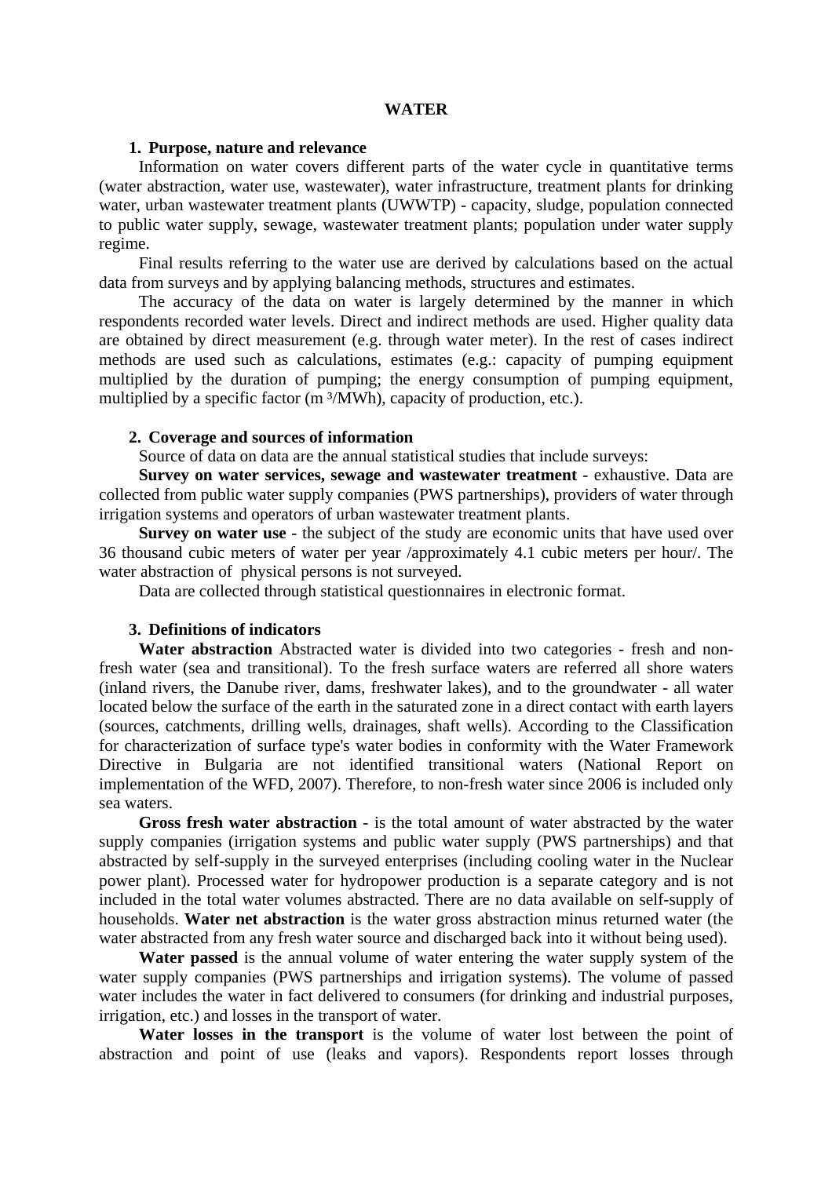# WATER

## 1. Purpose, nature and relevance

Information on water covers different parts of the water cycle in quantitative terms (water abstraction, water use, wastewater), water infrastructure, treatment plants for drinking water, urban wastewater treatment plants (UWWTP) - capacity, sludge, population connected to public water supply, sewage, wastewater treatment plants; population under water supply regime.

Final results referring to the water use are derived by calculations based on the actual data from surveys and by applying balancing methods, structures and estimates.

The accuracy of the data on water is largely determined by the manner in which respondents recorded water levels. Direct and indirect methods are used. Higher quality data are obtained by direct measurement (e.g. through water meter). In the rest of cases indirect methods are used such as calculations, estimates (e.g.: capacity of pumping equipment multiplied by the duration of pumping; the energy consumption of pumping equipment, multiplied by a specific factor ($m^3$/MWh), capacity of production, etc.).

## 2. Coverage and sources of information

Source of data on data are the annual statistical studies that include surveys:

**Survey on water services, sewage and wastewater treatment** - exhaustive. Data are collected from public water supply companies (PWS partnerships), providers of water through irrigation systems and operators of urban wastewater treatment plants.

**Survey on water use** - the subject of the study are economic units that have used over 36 thousand cubic meters of water per year /approximately 4.1 cubic meters per hour/. The water abstraction of physical persons is not surveyed.

Data are collected through statistical questionnaires in electronic format.

## 3. Definitions of indicators

**Water abstraction** Abstracted water is divided into two categories - fresh and non-fresh water (sea and transitional). To the fresh surface waters are referred all shore waters (inland rivers, the Danube river, dams, freshwater lakes), and to the groundwater - all water located below the surface of the earth in the saturated zone in a direct contact with earth layers (sources, catchments, drilling wells, drainages, shaft wells). According to the Classification for characterization of surface type's water bodies in conformity with the Water Framework Directive in Bulgaria are not identified transitional waters (National Report on implementation of the WFD, 2007). Therefore, to non-fresh water since 2006 is included only sea waters.

**Gross fresh water abstraction** - is the total amount of water abstracted by the water supply companies (irrigation systems and public water supply (PWS partnerships) and that abstracted by self-supply in the surveyed enterprises (including cooling water in the Nuclear power plant). Processed water for hydropower production is a separate category and is not included in the total water volumes abstracted. There are no data available on self-supply of households. **Water net abstraction** is the water gross abstraction minus returned water (the water abstracted from any fresh water source and discharged back into it without being used).

**Water passed** is the annual volume of water entering the water supply system of the water supply companies (PWS partnerships and irrigation systems). The volume of passed water includes the water in fact delivered to consumers (for drinking and industrial purposes, irrigation, etc.) and losses in the transport of water.

**Water losses in the transport** is the volume of water lost between the point of abstraction and point of use (leaks and vapors). Respondents report losses through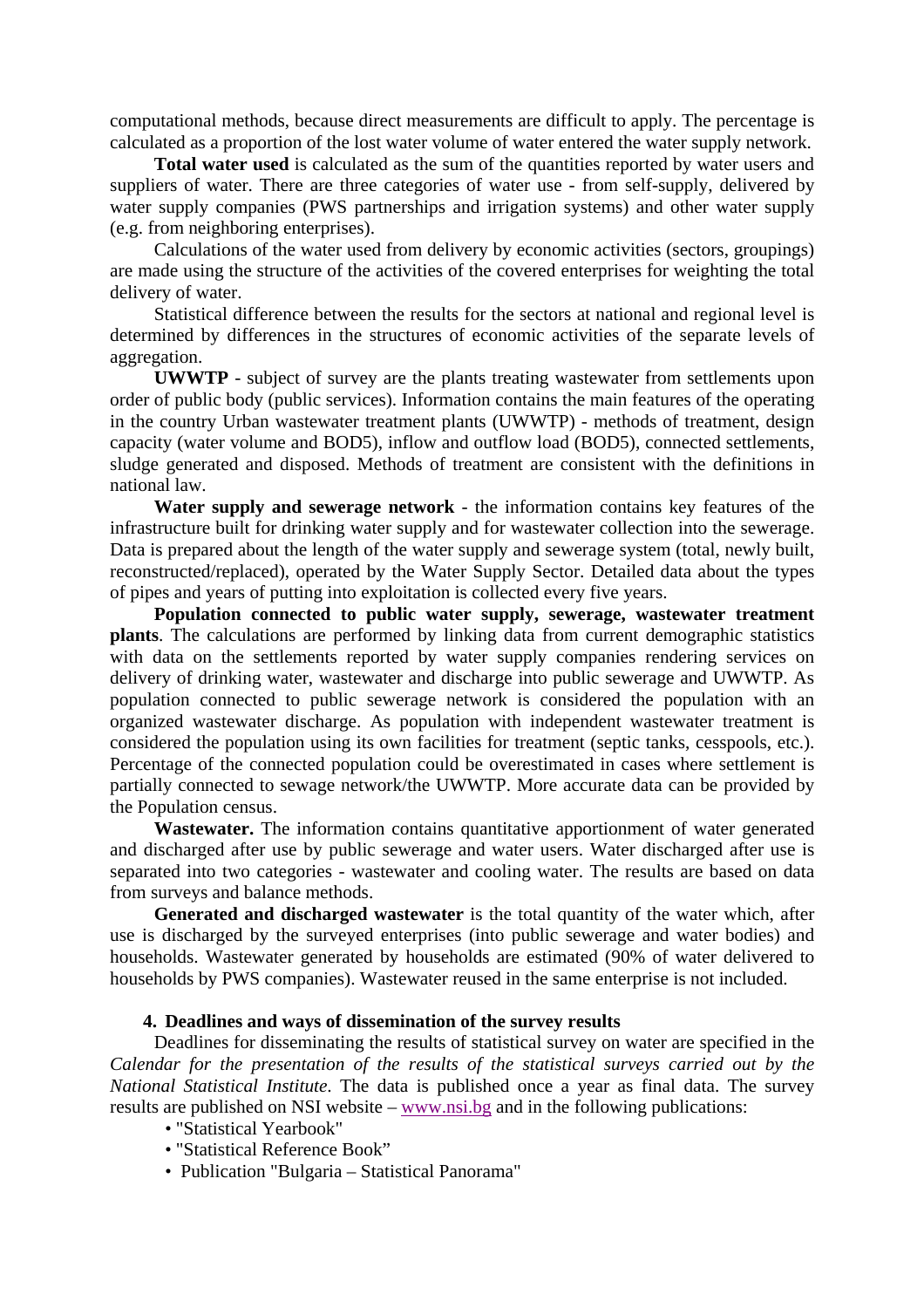computational methods, because direct measurements are difficult to apply. The percentage is calculated as a proportion of the lost water volume of water entered the water supply network.

**Total water used** is calculated as the sum of the quantities reported by water users and suppliers of water. There are three categories of water use - from self-supply, delivered by water supply companies (PWS partnerships and irrigation systems) and other water supply (e.g. from neighboring enterprises).

Calculations of the water used from delivery by economic activities (sectors, groupings) are made using the structure of the activities of the covered enterprises for weighting the total delivery of water.

Statistical difference between the results for the sectors at national and regional level is determined by differences in the structures of economic activities of the separate levels of aggregation.

**UWWTP** - subject of survey are the plants treating wastewater from settlements upon order of public body (public services). Information contains the main features of the operating in the country Urban wastewater treatment plants (UWWTP) - methods of treatment, design capacity (water volume and BOD5), inflow and outflow load (BOD5), connected settlements, sludge generated and disposed. Methods of treatment are consistent with the definitions in national law.

**Water supply and sewerage network** - the information contains key features of the infrastructure built for drinking water supply and for wastewater collection into the sewerage. Data is prepared about the length of the water supply and sewerage system (total, newly built, reconstructed/replaced), operated by the Water Supply Sector. Detailed data about the types of pipes and years of putting into exploitation is collected every five years.

**Population connected to public water supply, sewerage, wastewater treatment plants**. The calculations are performed by linking data from current demographic statistics with data on the settlements reported by water supply companies rendering services on delivery of drinking water, wastewater and discharge into public sewerage and UWWTP. As population connected to public sewerage network is considered the population with an organized wastewater discharge. As population with independent wastewater treatment is considered the population using its own facilities for treatment (septic tanks, cesspools, etc.). Percentage of the connected population could be overestimated in cases where settlement is partially connected to sewage network/the UWWTP. More accurate data can be provided by the Population census.

**Wastewater.** The information contains quantitative apportionment of water generated and discharged after use by public sewerage and water users. Water discharged after use is separated into two categories - wastewater and cooling water. The results are based on data from surveys and balance methods.

**Generated and discharged wastewater** is the total quantity of the water which, after use is discharged by the surveyed enterprises (into public sewerage and water bodies) and households. Wastewater generated by households are estimated (90% of water delivered to households by PWS companies). Wastewater reused in the same enterprise is not included.

## 4. Deadlines and ways of dissemination of the survey results

Deadlines for disseminating the results of statistical survey on water are specified in the *Calendar for the presentation of the results of the statistical surveys carried out by the National Statistical Institute*. The data is published once a year as final data. The survey results are published on NSI website – www.nsi.bg and in the following publications:

- "Statistical Yearbook"
- "Statistical Reference Book"
- Publication "Bulgaria – Statistical Panorama"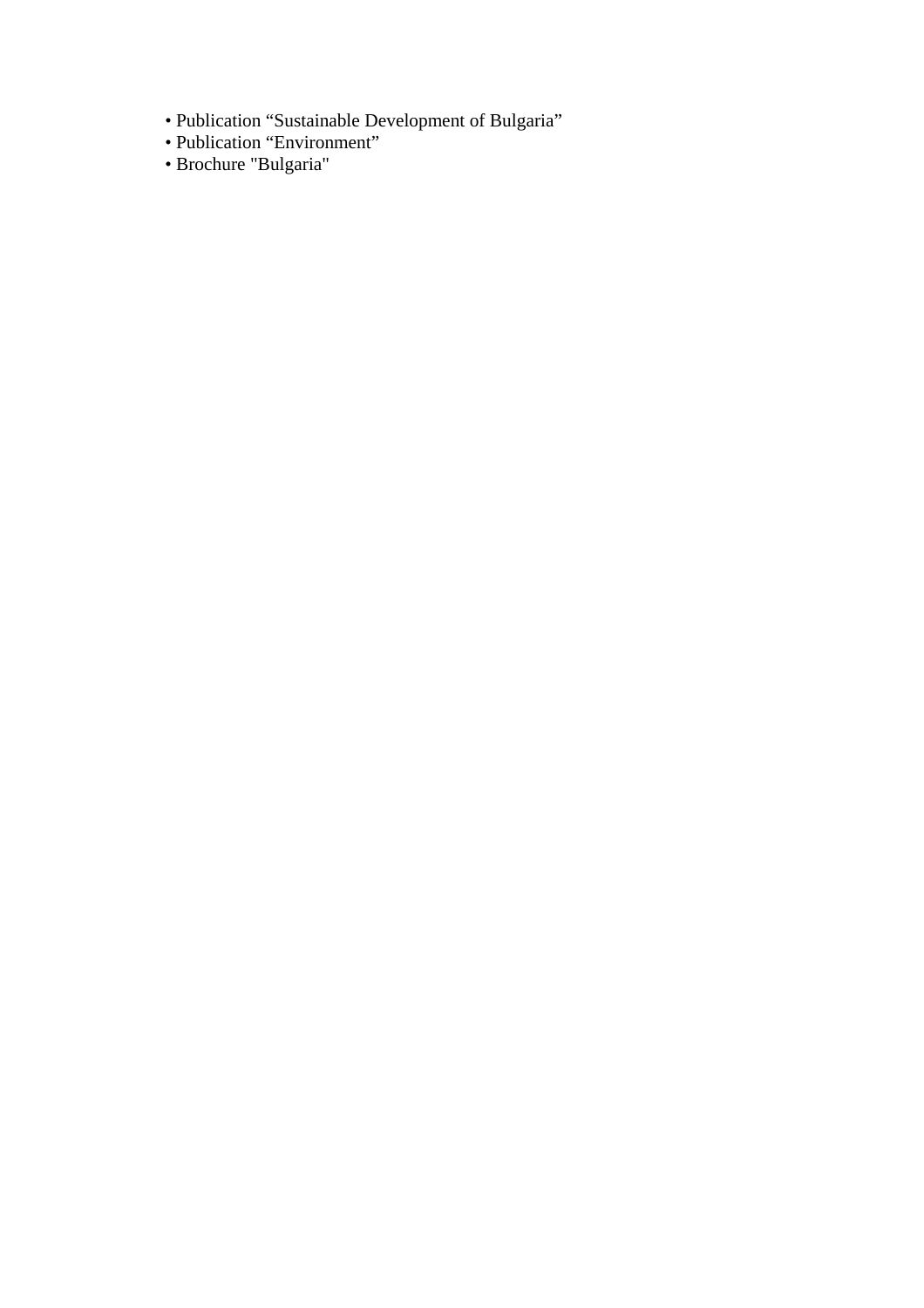- Publication “Sustainable Development of Bulgaria”
- Publication “Environment”
- Brochure "Bulgaria"